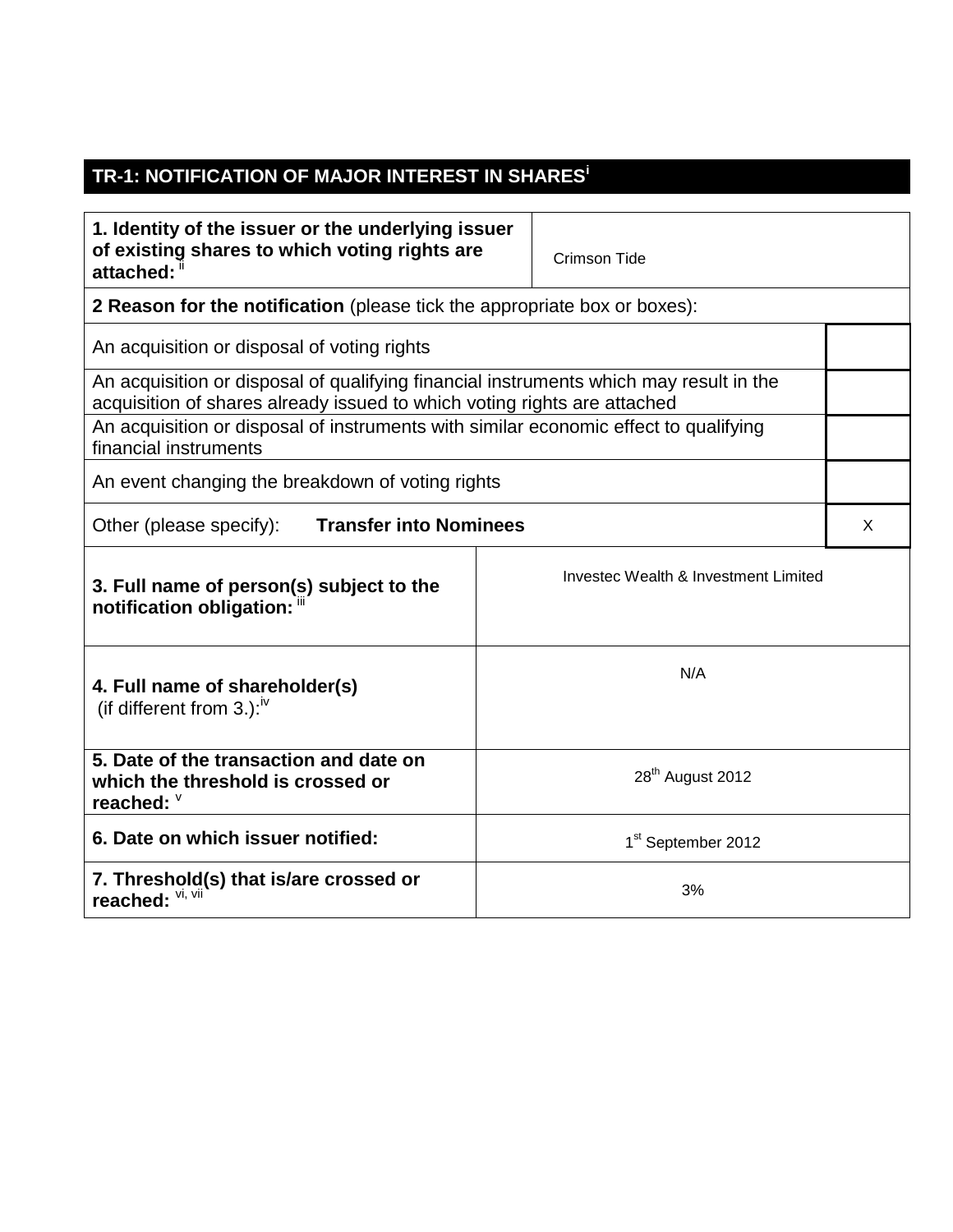## TR-1: NOTIFICATION OF MAJOR INTEREST IN SHARES[i]

| **1. Identity of the issuer or the underlying issuer of existing shares to which voting rights are attached:** [ii] | Crimson Tide |
|---|---|

| **2 Reason for the notification** (please tick the appropriate box or boxes): | |
|---|---|
| An acquisition or disposal of voting rights | |
| An acquisition or disposal of qualifying financial instruments which may result in the acquisition of shares already issued to which voting rights are attached | |
| An acquisition or disposal of instruments with similar economic effect to qualifying financial instruments | |
| An event changing the breakdown of voting rights | |
| Other (please specify): **Transfer into Nominees** | X |

| | |
|---|---|
| **3. Full name of person(s) subject to the notification obligation:** [iii] | Investec Wealth & Investment Limited |
| **4. Full name of shareholder(s)** (if different from 3.):[iv] | N/A |
| **5. Date of the transaction and date on which the threshold is crossed or reached:** [v] | 28th August 2012 |
| **6. Date on which issuer notified:** | 1st September 2012 |
| **7. Threshold(s) that is/are crossed or reached:** [vi, vii] | 3% |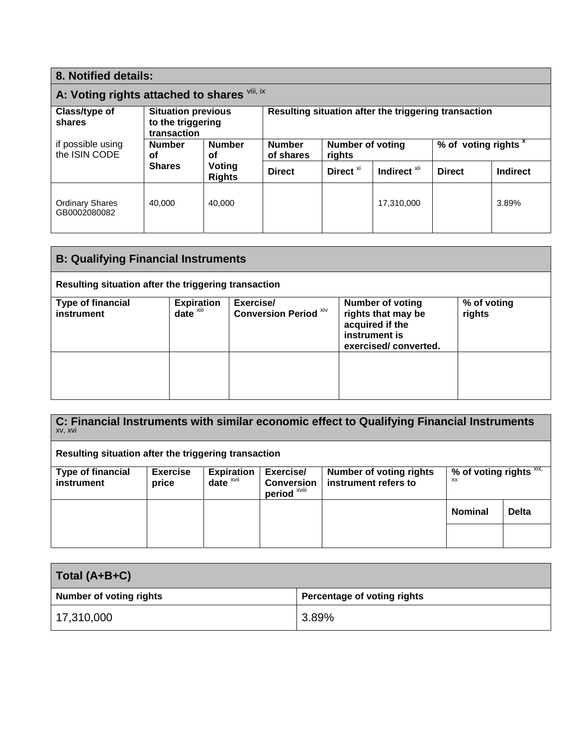## 8. Notified details:

### A: Voting rights attached to shares [viii, ix]

| Class/type of shares<br>if possible using the ISIN CODE | Situation previous to the triggering transaction | | Resulting situation after the triggering transaction | | | | |
|---|---|---|---|---|---|---|---|
| | Number of Shares | Number of Voting Rights | Number of shares | Number of voting rights | | % of voting rights [x] | |
| | | | Direct | Direct [xi] | Indirect [xii] | Direct | Indirect |
| Ordinary Shares GB0002080082 | 40,000 | 40,000 | | | 17,310,000 | | 3.89% |

### B: Qualifying Financial Instruments

Resulting situation after the triggering transaction

| Type of financial instrument | Expiration date [xiii] | Exercise/ Conversion Period [xiv] | Number of voting rights that may be acquired if the instrument is exercised/ converted. | % of voting rights |
|---|---|---|---|---|
| | | | | |

### C: Financial Instruments with similar economic effect to Qualifying Financial Instruments [xv, xvi]

Resulting situation after the triggering transaction

| Type of financial instrument | Exercise price | Expiration date [xvii] | Exercise/ Conversion period [xviii] | Number of voting rights instrument refers to | % of voting rights [xix, xx] | |
|---|---|---|---|---|---|---|
| | | | | | Nominal | Delta |
| | | | | | | |

| Total (A+B+C) | |
|---|---|
| Number of voting rights | Percentage of voting rights |
| 17,310,000 | 3.89% |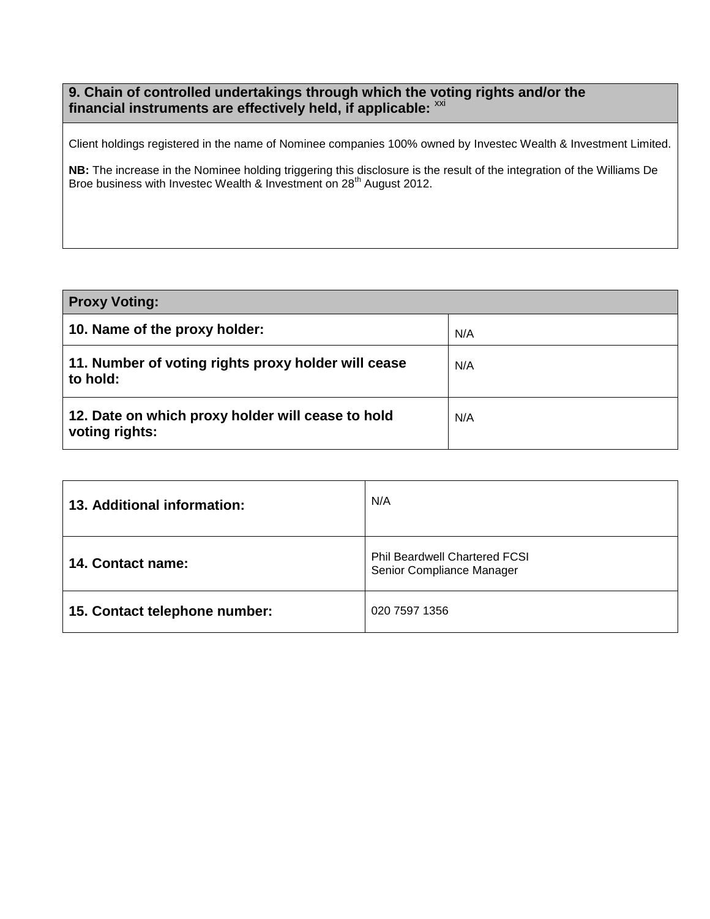**9. Chain of controlled undertakings through which the voting rights and/or the financial instruments are effectively held, if applicable:** [xxi]

Client holdings registered in the name of Nominee companies 100% owned by Investec Wealth & Investment Limited.

**NB:** The increase in the Nominee holding triggering this disclosure is the result of the integration of the Williams De Broe business with Investec Wealth & Investment on 28th August 2012.

| **Proxy Voting:** | |
|---|---|
| **10. Name of the proxy holder:** | N/A |
| **11. Number of voting rights proxy holder will cease to hold:** | N/A |
| **12. Date on which proxy holder will cease to hold voting rights:** | N/A |

| | |
|---|---|
| **13. Additional information:** | N/A |
| **14. Contact name:** | Phil Beardwell Chartered FCSI<br>Senior Compliance Manager |
| **15. Contact telephone number:** | 020 7597 1356 |